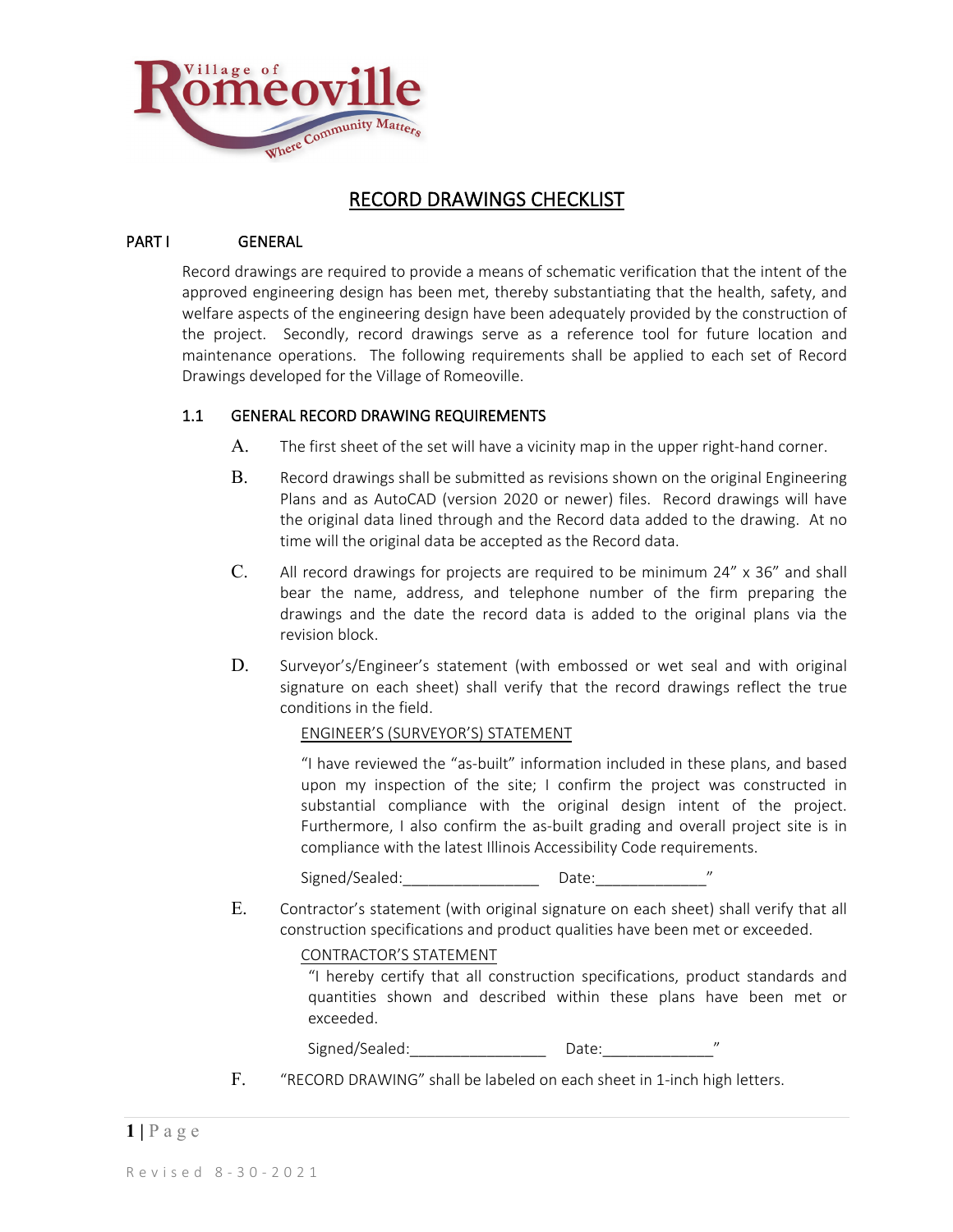Village of Romeoville — Where Community Matters

# RECORD DRAWINGS CHECKLIST

## PART I GENERAL

Record drawings are required to provide a means of schematic verification that the intent of the approved engineering design has been met, thereby substantiating that the health, safety, and welfare aspects of the engineering design have been adequately provided by the construction of the project. Secondly, record drawings serve as a reference tool for future location and maintenance operations. The following requirements shall be applied to each set of Record Drawings developed for the Village of Romeoville.

### 1.1 GENERAL RECORD DRAWING REQUIREMENTS

A. The first sheet of the set will have a vicinity map in the upper right-hand corner.

B. Record drawings shall be submitted as revisions shown on the original Engineering Plans and as AutoCAD (version 2020 or newer) files. Record drawings will have the original data lined through and the Record data added to the drawing. At no time will the original data be accepted as the Record data.

C. All record drawings for projects are required to be minimum 24" x 36" and shall bear the name, address, and telephone number of the firm preparing the drawings and the date the record data is added to the original plans via the revision block.

D. Surveyor's/Engineer's statement (with embossed or wet seal and with original signature on each sheet) shall verify that the record drawings reflect the true conditions in the field.

ENGINEER'S (SURVEYOR'S) STATEMENT

"I have reviewed the "as-built" information included in these plans, and based upon my inspection of the site; I confirm the project was constructed in substantial compliance with the original design intent of the project. Furthermore, I also confirm the as-built grading and overall project site is in compliance with the latest Illinois Accessibility Code requirements.

Signed/Sealed:________________ Date:_____________"

E. Contractor's statement (with original signature on each sheet) shall verify that all construction specifications and product qualities have been met or exceeded.

CONTRACTOR'S STATEMENT

"I hereby certify that all construction specifications, product standards and quantities shown and described within these plans have been met or exceeded.

Signed/Sealed:________________ Date:_____________"

F. "RECORD DRAWING" shall be labeled on each sheet in 1-inch high letters.

Revised 8-30-2021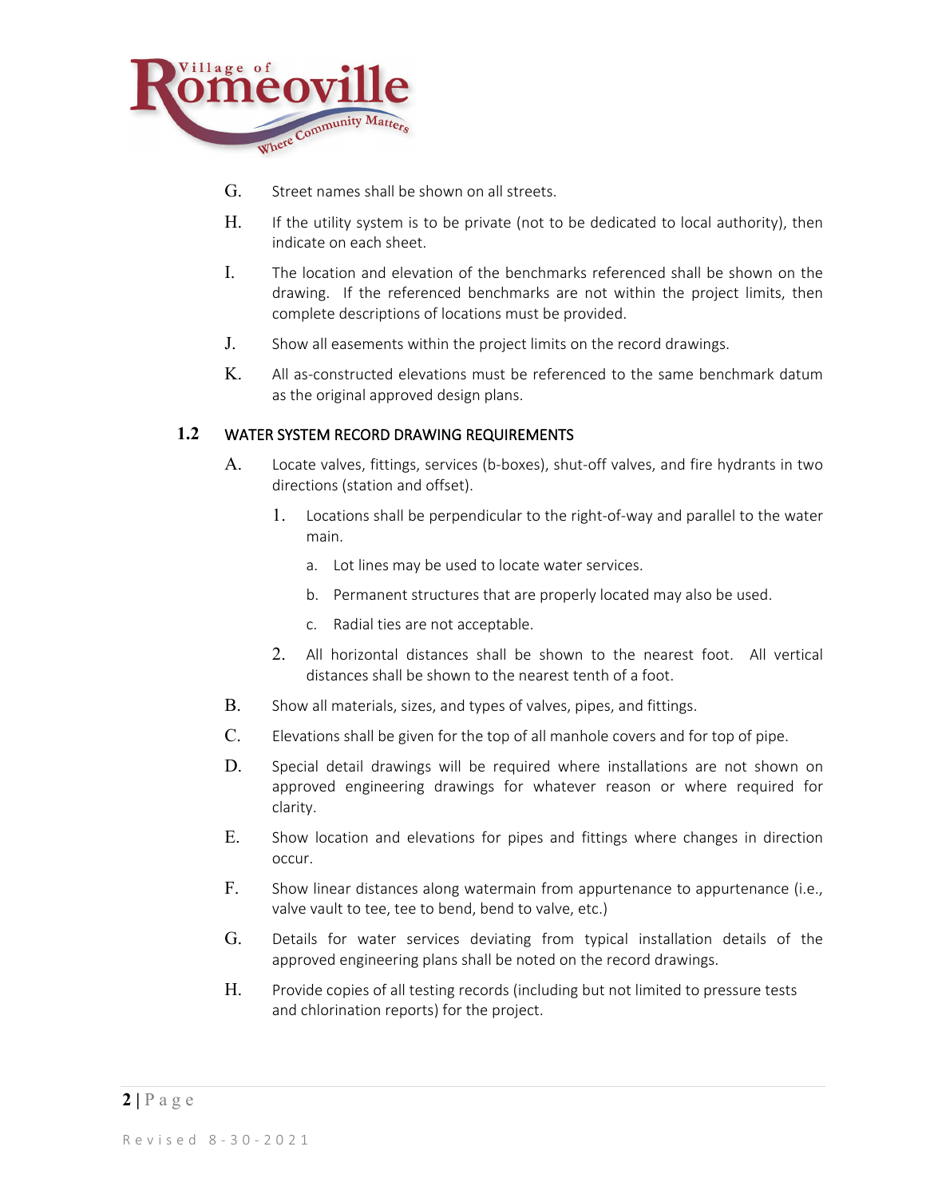G. Street names shall be shown on all streets.

H. If the utility system is to be private (not to be dedicated to local authority), then indicate on each sheet.

I. The location and elevation of the benchmarks referenced shall be shown on the drawing. If the referenced benchmarks are not within the project limits, then complete descriptions of locations must be provided.

J. Show all easements within the project limits on the record drawings.

K. All as-constructed elevations must be referenced to the same benchmark datum as the original approved design plans.

## 1.2 WATER SYSTEM RECORD DRAWING REQUIREMENTS

A. Locate valves, fittings, services (b-boxes), shut-off valves, and fire hydrants in two directions (station and offset).

   1. Locations shall be perpendicular to the right-of-way and parallel to the water main.

      a. Lot lines may be used to locate water services.

      b. Permanent structures that are properly located may also be used.

      c. Radial ties are not acceptable.

   2. All horizontal distances shall be shown to the nearest foot. All vertical distances shall be shown to the nearest tenth of a foot.

B. Show all materials, sizes, and types of valves, pipes, and fittings.

C. Elevations shall be given for the top of all manhole covers and for top of pipe.

D. Special detail drawings will be required where installations are not shown on approved engineering drawings for whatever reason or where required for clarity.

E. Show location and elevations for pipes and fittings where changes in direction occur.

F. Show linear distances along watermain from appurtenance to appurtenance (i.e., valve vault to tee, tee to bend, bend to valve, etc.)

G. Details for water services deviating from typical installation details of the approved engineering plans shall be noted on the record drawings.

H. Provide copies of all testing records (including but not limited to pressure tests and chlorination reports) for the project.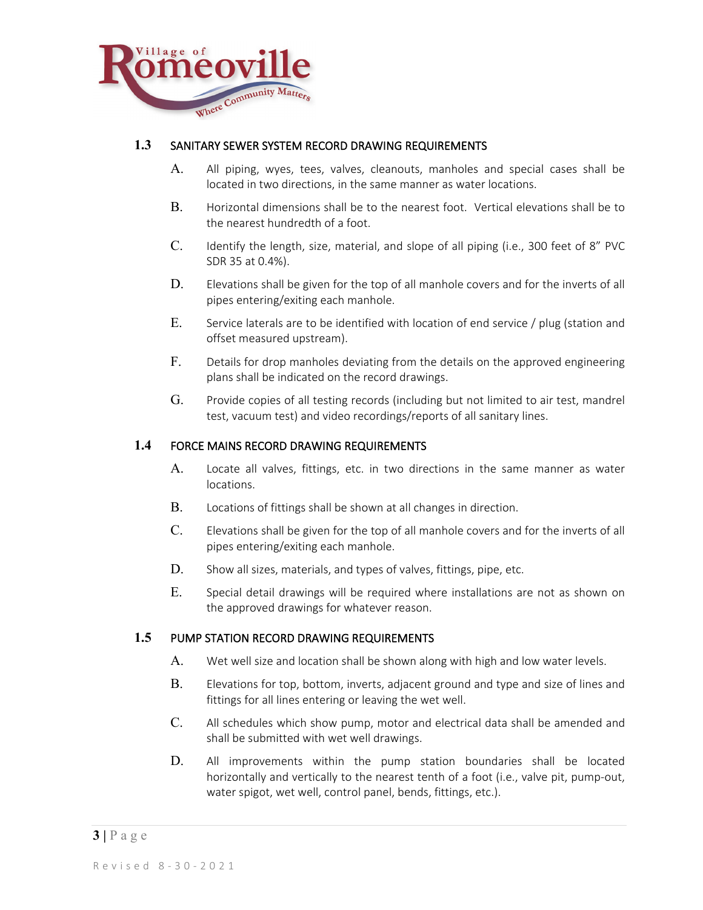## 1.3 SANITARY SEWER SYSTEM RECORD DRAWING REQUIREMENTS

A. All piping, wyes, tees, valves, cleanouts, manholes and special cases shall be located in two directions, in the same manner as water locations.

B. Horizontal dimensions shall be to the nearest foot. Vertical elevations shall be to the nearest hundredth of a foot.

C. Identify the length, size, material, and slope of all piping (i.e., 300 feet of 8" PVC SDR 35 at 0.4%).

D. Elevations shall be given for the top of all manhole covers and for the inverts of all pipes entering/exiting each manhole.

E. Service laterals are to be identified with location of end service / plug (station and offset measured upstream).

F. Details for drop manholes deviating from the details on the approved engineering plans shall be indicated on the record drawings.

G. Provide copies of all testing records (including but not limited to air test, mandrel test, vacuum test) and video recordings/reports of all sanitary lines.

## 1.4 FORCE MAINS RECORD DRAWING REQUIREMENTS

A. Locate all valves, fittings, etc. in two directions in the same manner as water locations.

B. Locations of fittings shall be shown at all changes in direction.

C. Elevations shall be given for the top of all manhole covers and for the inverts of all pipes entering/exiting each manhole.

D. Show all sizes, materials, and types of valves, fittings, pipe, etc.

E. Special detail drawings will be required where installations are not as shown on the approved drawings for whatever reason.

## 1.5 PUMP STATION RECORD DRAWING REQUIREMENTS

A. Wet well size and location shall be shown along with high and low water levels.

B. Elevations for top, bottom, inverts, adjacent ground and type and size of lines and fittings for all lines entering or leaving the wet well.

C. All schedules which show pump, motor and electrical data shall be amended and shall be submitted with wet well drawings.

D. All improvements within the pump station boundaries shall be located horizontally and vertically to the nearest tenth of a foot (i.e., valve pit, pump-out, water spigot, wet well, control panel, bends, fittings, etc.).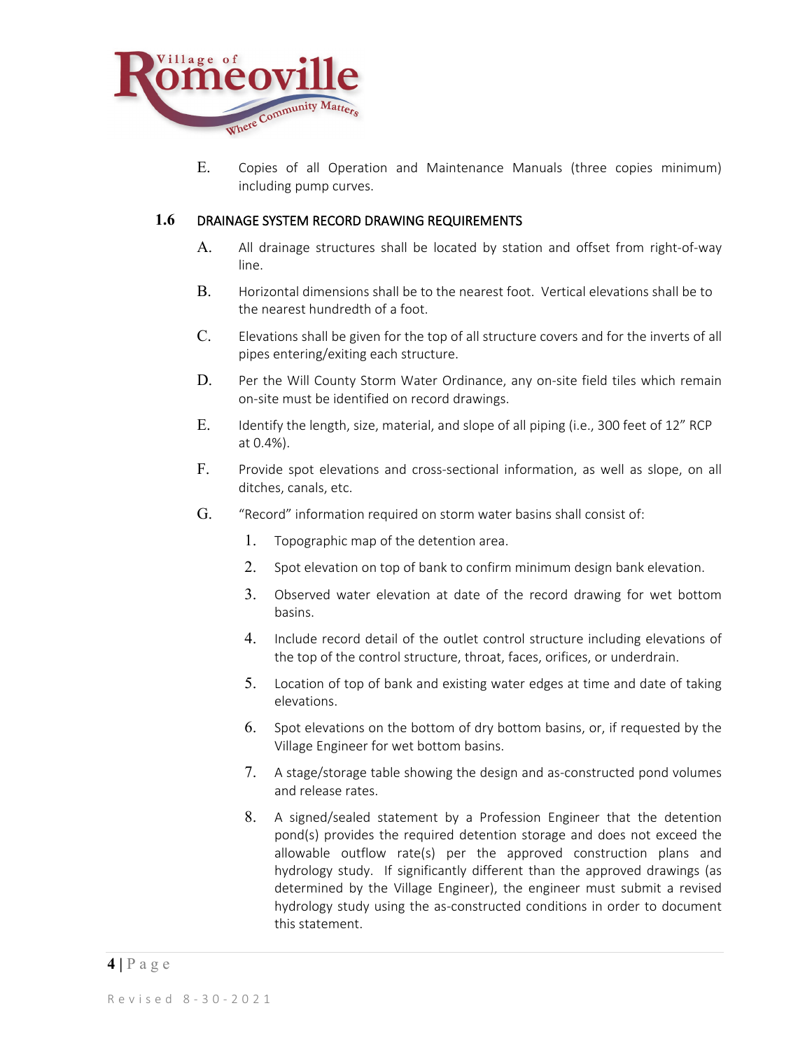E. Copies of all Operation and Maintenance Manuals (three copies minimum) including pump curves.

## 1.6 DRAINAGE SYSTEM RECORD DRAWING REQUIREMENTS

A. All drainage structures shall be located by station and offset from right-of-way line.

B. Horizontal dimensions shall be to the nearest foot. Vertical elevations shall be to the nearest hundredth of a foot.

C. Elevations shall be given for the top of all structure covers and for the inverts of all pipes entering/exiting each structure.

D. Per the Will County Storm Water Ordinance, any on-site field tiles which remain on-site must be identified on record drawings.

E. Identify the length, size, material, and slope of all piping (i.e., 300 feet of 12" RCP at 0.4%).

F. Provide spot elevations and cross-sectional information, as well as slope, on all ditches, canals, etc.

G. "Record" information required on storm water basins shall consist of:

1. Topographic map of the detention area.
2. Spot elevation on top of bank to confirm minimum design bank elevation.
3. Observed water elevation at date of the record drawing for wet bottom basins.
4. Include record detail of the outlet control structure including elevations of the top of the control structure, throat, faces, orifices, or underdrain.
5. Location of top of bank and existing water edges at time and date of taking elevations.
6. Spot elevations on the bottom of dry bottom basins, or, if requested by the Village Engineer for wet bottom basins.
7. A stage/storage table showing the design and as-constructed pond volumes and release rates.
8. A signed/sealed statement by a Profession Engineer that the detention pond(s) provides the required detention storage and does not exceed the allowable outflow rate(s) per the approved construction plans and hydrology study. If significantly different than the approved drawings (as determined by the Village Engineer), the engineer must submit a revised hydrology study using the as-constructed conditions in order to document this statement.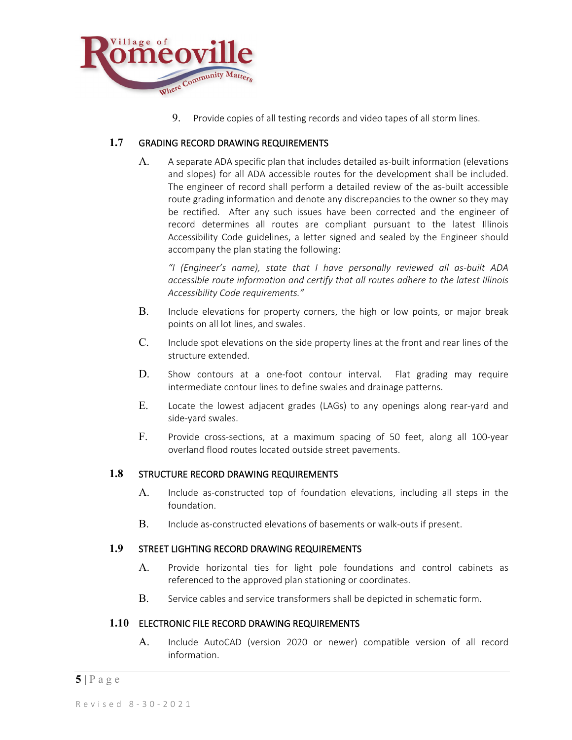9. Provide copies of all testing records and video tapes of all storm lines.

## 1.7 GRADING RECORD DRAWING REQUIREMENTS

A. A separate ADA specific plan that includes detailed as-built information (elevations and slopes) for all ADA accessible routes for the development shall be included. The engineer of record shall perform a detailed review of the as-built accessible route grading information and denote any discrepancies to the owner so they may be rectified. After any such issues have been corrected and the engineer of record determines all routes are compliant pursuant to the latest Illinois Accessibility Code guidelines, a letter signed and sealed by the Engineer should accompany the plan stating the following:

   *"I (Engineer's name), state that I have personally reviewed all as-built ADA accessible route information and certify that all routes adhere to the latest Illinois Accessibility Code requirements."*

B. Include elevations for property corners, the high or low points, or major break points on all lot lines, and swales.

C. Include spot elevations on the side property lines at the front and rear lines of the structure extended.

D. Show contours at a one-foot contour interval. Flat grading may require intermediate contour lines to define swales and drainage patterns.

E. Locate the lowest adjacent grades (LAGs) to any openings along rear-yard and side-yard swales.

F. Provide cross-sections, at a maximum spacing of 50 feet, along all 100-year overland flood routes located outside street pavements.

## 1.8 STRUCTURE RECORD DRAWING REQUIREMENTS

A. Include as-constructed top of foundation elevations, including all steps in the foundation.

B. Include as-constructed elevations of basements or walk-outs if present.

## 1.9 STREET LIGHTING RECORD DRAWING REQUIREMENTS

A. Provide horizontal ties for light pole foundations and control cabinets as referenced to the approved plan stationing or coordinates.

B. Service cables and service transformers shall be depicted in schematic form.

## 1.10 ELECTRONIC FILE RECORD DRAWING REQUIREMENTS

A. Include AutoCAD (version 2020 or newer) compatible version of all record information.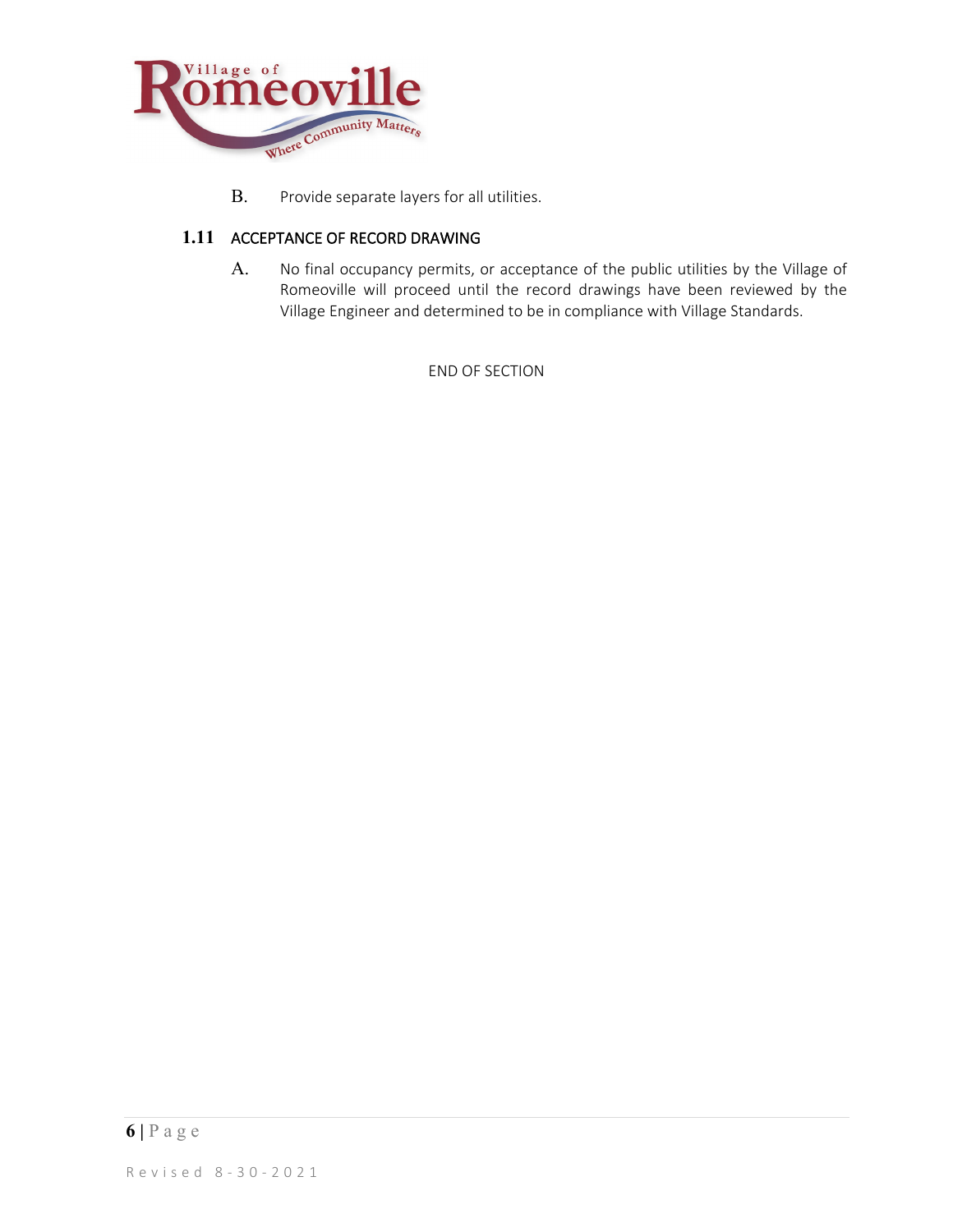B. Provide separate layers for all utilities.

## 1.11 ACCEPTANCE OF RECORD DRAWING

A. No final occupancy permits, or acceptance of the public utilities by the Village of Romeoville will proceed until the record drawings have been reviewed by the Village Engineer and determined to be in compliance with Village Standards.

END OF SECTION